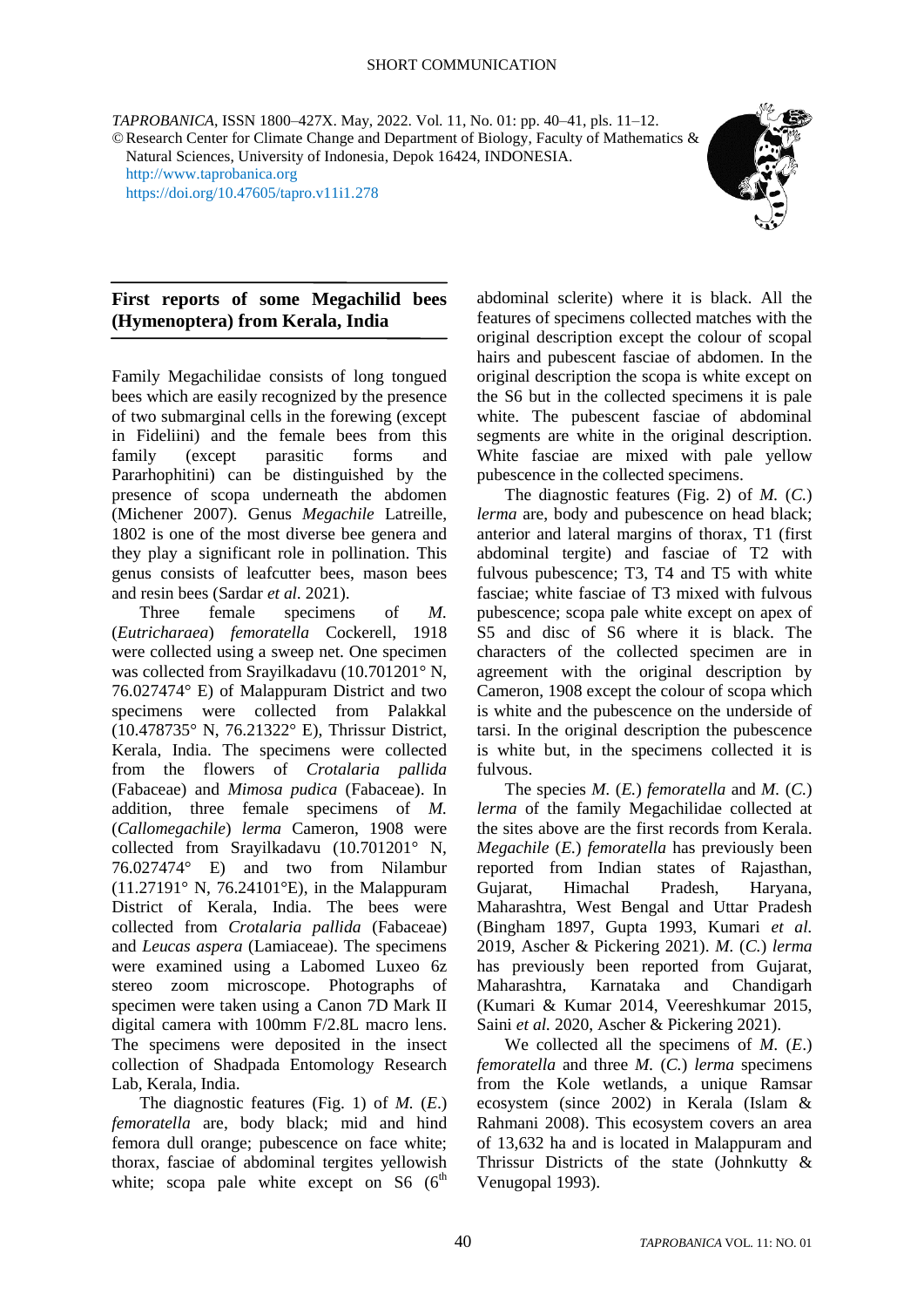SHORT COMMUNICATION

*TAPROBANICA*, ISSN 1800–427X. May, 2022. Vol. 11, No. 01: pp. 40–41, pls. 11–12.
© Research Center for Climate Change and Department of Biology, Faculty of Mathematics & Natural Sciences, University of Indonesia, Depok 16424, INDONESIA.
http://www.taprobanica.org
https://doi.org/10.47605/tapro.v11i1.278

# First reports of some Megachilid bees (Hymenoptera) from Kerala, India

Family Megachilidae consists of long tongued bees which are easily recognized by the presence of two submarginal cells in the forewing (except in Fideliini) and the female bees from this family (except parasitic forms and Pararhophitini) can be distinguished by the presence of scopa underneath the abdomen (Michener 2007). Genus *Megachile* Latreille, 1802 is one of the most diverse bee genera and they play a significant role in pollination. This genus consists of leafcutter bees, mason bees and resin bees (Sardar *et al.* 2021).

Three female specimens of *M.* (*Eutricharaea*) *femoratella* Cockerell, 1918 were collected using a sweep net. One specimen was collected from Srayilkadavu (10.701201° N, 76.027474° E) of Malappuram District and two specimens were collected from Palakkal (10.478735° N, 76.21322° E), Thrissur District, Kerala, India. The specimens were collected from the flowers of *Crotalaria pallida* (Fabaceae) and *Mimosa pudica* (Fabaceae). In addition, three female specimens of *M.* (*Callomegachile*) *lerma* Cameron, 1908 were collected from Srayilkadavu (10.701201° N, 76.027474° E) and two from Nilambur (11.27191° N, 76.24101°E), in the Malappuram District of Kerala, India. The bees were collected from *Crotalaria pallida* (Fabaceae) and *Leucas aspera* (Lamiaceae). The specimens were examined using a Labomed Luxeo 6z stereo zoom microscope. Photographs of specimen were taken using a Canon 7D Mark II digital camera with 100mm F/2.8L macro lens. The specimens were deposited in the insect collection of Shadpada Entomology Research Lab, Kerala, India.

The diagnostic features (Fig. 1) of *M.* (*E.*) *femoratella* are, body black; mid and hind femora dull orange; pubescence on face white; thorax, fasciae of abdominal tergites yellowish white; scopa pale white except on S6 (6th abdominal sclerite) where it is black. All the features of specimens collected matches with the original description except the colour of scopal hairs and pubescent fasciae of abdomen. In the original description the scopa is white except on the S6 but in the collected specimens it is pale white. The pubescent fasciae of abdominal segments are white in the original description. White fasciae are mixed with pale yellow pubescence in the collected specimens.

The diagnostic features (Fig. 2) of *M.* (*C.*) *lerma* are, body and pubescence on head black; anterior and lateral margins of thorax, T1 (first abdominal tergite) and fasciae of T2 with fulvous pubescence; T3, T4 and T5 with white fasciae; white fasciae of T3 mixed with fulvous pubescence; scopa pale white except on apex of S5 and disc of S6 where it is black. The characters of the collected specimen are in agreement with the original description by Cameron, 1908 except the colour of scopa which is white and the pubescence on the underside of tarsi. In the original description the pubescence is white but, in the specimens collected it is fulvous.

The species *M.* (*E.*) *femoratella* and *M.* (*C.*) *lerma* of the family Megachilidae collected at the sites above are the first records from Kerala. *Megachile* (*E.*) *femoratella* has previously been reported from Indian states of Rajasthan, Gujarat, Himachal Pradesh, Haryana, Maharashtra, West Bengal and Uttar Pradesh (Bingham 1897, Gupta 1993, Kumari *et al.* 2019, Ascher & Pickering 2021). *M.* (*C.*) *lerma* has previously been reported from Gujarat, Maharashtra, Karnataka and Chandigarh (Kumari & Kumar 2014, Veereshkumar 2015, Saini *et al.* 2020, Ascher & Pickering 2021).

We collected all the specimens of *M.* (*E.*) *femoratella* and three *M.* (*C.*) *lerma* specimens from the Kole wetlands, a unique Ramsar ecosystem (since 2002) in Kerala (Islam & Rahmani 2008). This ecosystem covers an area of 13,632 ha and is located in Malappuram and Thrissur Districts of the state (Johnkutty & Venugopal 1993).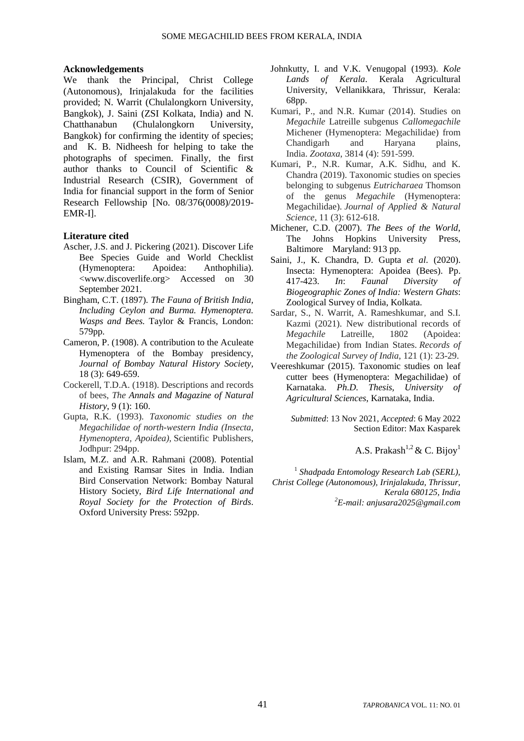## Acknowledgements

We thank the Principal, Christ College (Autonomous), Irinjalakuda for the facilities provided; N. Warrit (Chulalongkorn University, Bangkok), J. Saini (ZSI Kolkata, India) and N. Chatthanabun (Chulalongkorn University, Bangkok) for confirming the identity of species; and K. B. Nidheesh for helping to take the photographs of specimen. Finally, the first author thanks to Council of Scientific & Industrial Research (CSIR), Government of India for financial support in the form of Senior Research Fellowship [No. 08/376(0008)/2019-EMR-I].

## Literature cited

Ascher, J.S. and J. Pickering (2021). Discover Life Bee Species Guide and World Checklist (Hymenoptera: Apoidea: Anthophilia). <www.discoverlife.org> Accessed on 30 September 2021.

Bingham, C.T. (1897). *The Fauna of British India, Including Ceylon and Burma. Hymenoptera. Wasps and Bees.* Taylor & Francis, London: 579pp.

Cameron, P. (1908). A contribution to the Aculeate Hymenoptera of the Bombay presidency, *Journal of Bombay Natural History Society*, 18 (3): 649-659.

Cockerell, T.D.A. (1918). Descriptions and records of bees, *The Annals and Magazine of Natural History*, 9 (1): 160.

Gupta, R.K. (1993). *Taxonomic studies on the Megachilidae of north-western India (Insecta, Hymenoptera, Apoidea),* Scientific Publishers, Jodhpur: 294pp.

Islam, M.Z. and A.R. Rahmani (2008). Potential and Existing Ramsar Sites in India. Indian Bird Conservation Network: Bombay Natural History Society, *Bird Life International and Royal Society for the Protection of Birds*. Oxford University Press: 592pp.

Johnkutty, I. and V.K. Venugopal (1993). *Kole Lands of Kerala*. Kerala Agricultural University, Vellanikkara, Thrissur, Kerala: 68pp.

Kumari, P., and N.R. Kumar (2014). Studies on *Megachile* Latreille subgenus *Callomegachile* Michener (Hymenoptera: Megachilidae) from Chandigarh and Haryana plains, India. *Zootaxa*, 3814 (4): 591-599.

Kumari, P., N.R. Kumar, A.K. Sidhu, and K. Chandra (2019). Taxonomic studies on species belonging to subgenus *Eutricharaea* Thomson of the genus *Megachile* (Hymenoptera: Megachilidae). *Journal of Applied & Natural Science*, 11 (3): 612-618.

Michener, C.D. (2007). *The Bees of the World*, The Johns Hopkins University Press, Baltimore Maryland: 913 pp.

Saini, J., K. Chandra, D. Gupta *et al*. (2020). Insecta: Hymenoptera: Apoidea (Bees). Pp. 417-423. *In*: *Faunal Diversity of Biogeographic Zones of India: Western Ghats*: Zoological Survey of India, Kolkata.

Sardar, S., N. Warrit, A. Rameshkumar, and S.I. Kazmi (2021). New distributional records of *Megachile* Latreille, 1802 (Apoidea: Megachilidae) from Indian States. *Records of the Zoological Survey of India*, 121 (1): 23-29.

Veereshkumar (2015). Taxonomic studies on leaf cutter bees (Hymenoptera: Megachilidae) of Karnataka. *Ph.D. Thesis, University of Agricultural Sciences*, Karnataka, India.

*Submitted*: 13 Nov 2021, *Accepted*: 6 May 2022
Section Editor: Max Kasparek

A.S. Prakash[1,2] & C. Bijoy[1]

[1] *Shadpada Entomology Research Lab (SERL), Christ College (Autonomous), Irinjalakuda, Thrissur, Kerala 680125, India*
[2] *E-mail: anjusara2025@gmail.com*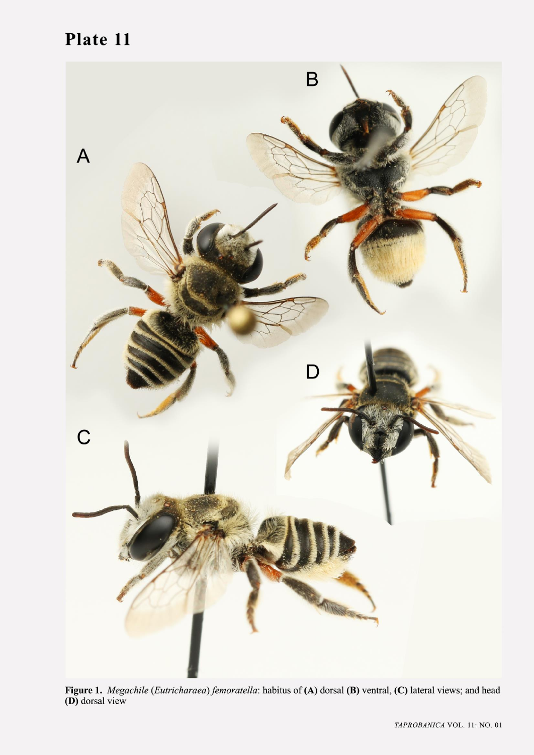# Plate 11

**Figure 1.** *Megachile* (*Eutricharaea*) *femoratella*: habitus of **(A)** dorsal **(B)** ventral, **(C)** lateral views; and head **(D)** dorsal view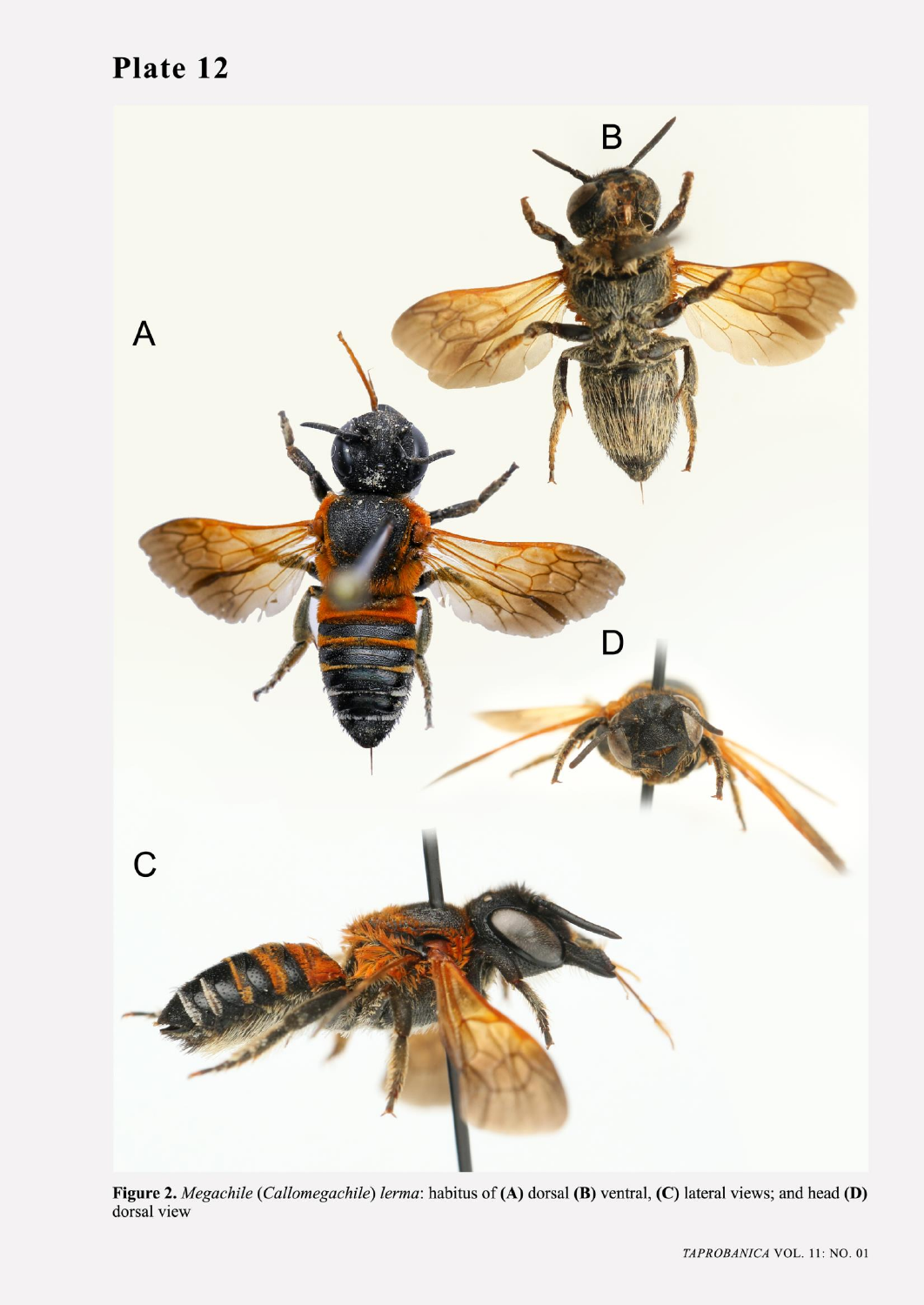# Plate 12

**Figure 2.** *Megachile* (*Callomegachile*) *lerma*: habitus of **(A)** dorsal **(B)** ventral, **(C)** lateral views; and head **(D)** dorsal view